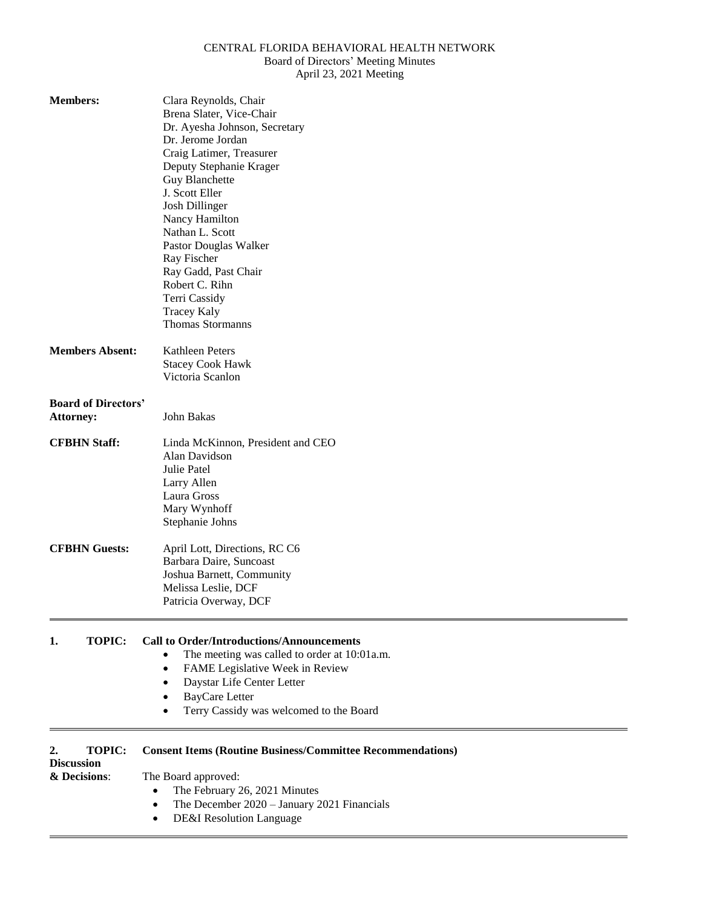# CENTRAL FLORIDA BEHAVIORAL HEALTH NETWORK

Board of Directors' Meeting Minutes

April 23, 2021 Meeting

**Members:**
Clara Reynolds, Chair
Brena Slater, Vice-Chair
Dr. Ayesha Johnson, Secretary
Dr. Jerome Jordan
Craig Latimer, Treasurer
Deputy Stephanie Krager
Guy Blanchette
J. Scott Eller
Josh Dillinger
Nancy Hamilton
Nathan L. Scott
Pastor Douglas Walker
Ray Fischer
Ray Gadd, Past Chair
Robert C. Rihn
Terri Cassidy
Tracey Kaly
Thomas Stormanns

**Members Absent:**
Kathleen Peters
Stacey Cook Hawk
Victoria Scanlon

**Board of Directors' Attorney:**
John Bakas

**CFBHN Staff:**
Linda McKinnon, President and CEO
Alan Davidson
Julie Patel
Larry Allen
Laura Gross
Mary Wynhoff
Stephanie Johns

**CFBHN Guests:**
April Lott, Directions, RC C6
Barbara Daire, Suncoast
Joshua Barnett, Community
Melissa Leslie, DCF
Patricia Overway, DCF

---

**1. TOPIC: Call to Order/Introductions/Announcements**

- The meeting was called to order at 10:01a.m.
- FAME Legislative Week in Review
- Daystar Life Center Letter
- BayCare Letter
- Terry Cassidy was welcomed to the Board

---

**2. TOPIC: Consent Items (Routine Business/Committee Recommendations)**

**Discussion & Decisions:**

The Board approved:

- The February 26, 2021 Minutes
- The December 2020 – January 2021 Financials
- DE&I Resolution Language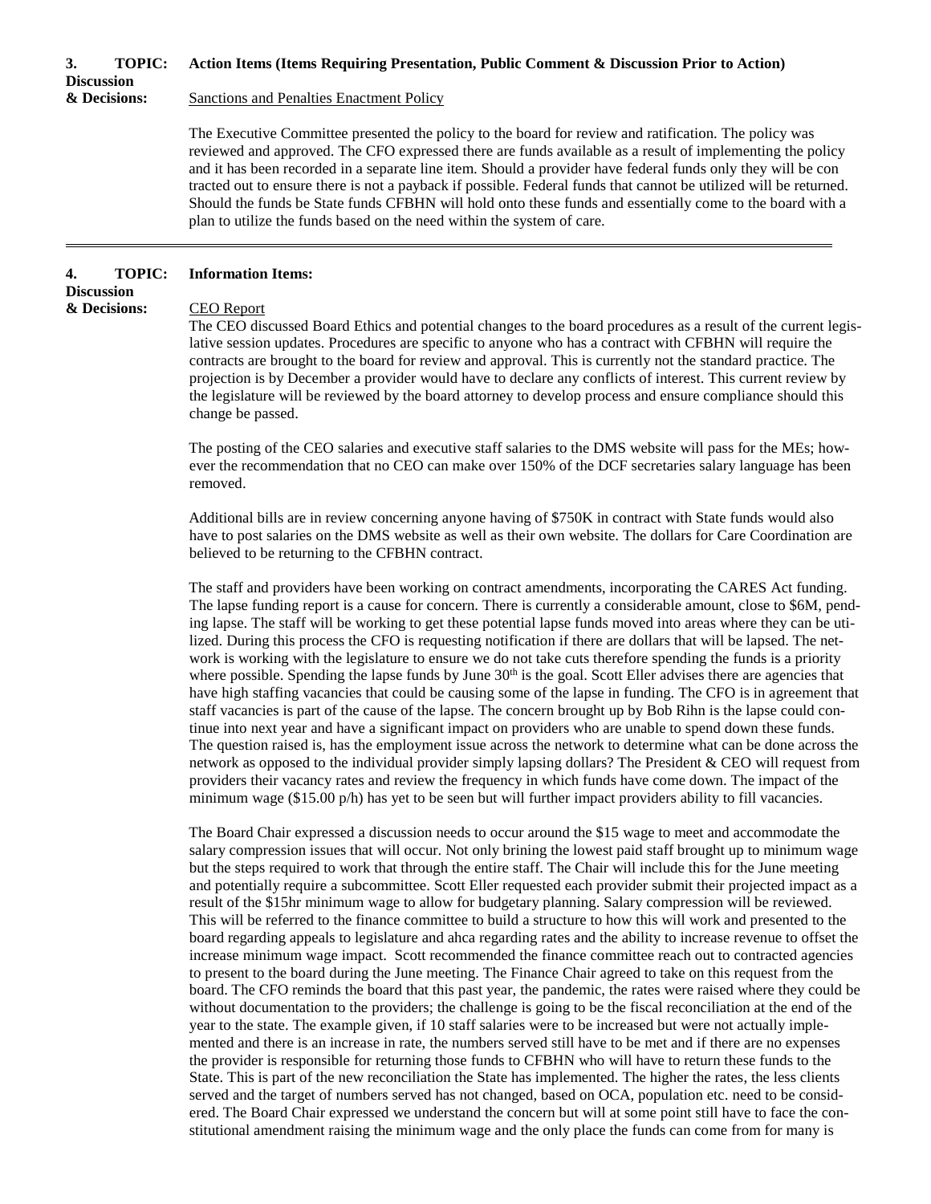**3. TOPIC: Discussion & Decisions:** **Action Items (Items Requiring Presentation, Public Comment & Discussion Prior to Action)**

Sanctions and Penalties Enactment Policy

The Executive Committee presented the policy to the board for review and ratification. The policy was reviewed and approved. The CFO expressed there are funds available as a result of implementing the policy and it has been recorded in a separate line item. Should a provider have federal funds only they will be contracted out to ensure there is not a payback if possible. Federal funds that cannot be utilized will be returned. Should the funds be State funds CFBHN will hold onto these funds and essentially come to the board with a plan to utilize the funds based on the need within the system of care.

---

**4. TOPIC: Discussion & Decisions:** **Information Items:**

CEO Report

The CEO discussed Board Ethics and potential changes to the board procedures as a result of the current legislative session updates. Procedures are specific to anyone who has a contract with CFBHN will require the contracts are brought to the board for review and approval. This is currently not the standard practice. The projection is by December a provider would have to declare any conflicts of interest. This current review by the legislature will be reviewed by the board attorney to develop process and ensure compliance should this change be passed.

The posting of the CEO salaries and executive staff salaries to the DMS website will pass for the MEs; however the recommendation that no CEO can make over 150% of the DCF secretaries salary language has been removed.

Additional bills are in review concerning anyone having of $750K in contract with State funds would also have to post salaries on the DMS website as well as their own website. The dollars for Care Coordination are believed to be returning to the CFBHN contract.

The staff and providers have been working on contract amendments, incorporating the CARES Act funding. The lapse funding report is a cause for concern. There is currently a considerable amount, close to $6M, pending lapse. The staff will be working to get these potential lapse funds moved into areas where they can be utilized. During this process the CFO is requesting notification if there are dollars that will be lapsed. The network is working with the legislature to ensure we do not take cuts therefore spending the funds is a priority where possible. Spending the lapse funds by June 30th is the goal. Scott Eller advises there are agencies that have high staffing vacancies that could be causing some of the lapse in funding. The CFO is in agreement that staff vacancies is part of the cause of the lapse. The concern brought up by Bob Rihn is the lapse could continue into next year and have a significant impact on providers who are unable to spend down these funds. The question raised is, has the employment issue across the network to determine what can be done across the network as opposed to the individual provider simply lapsing dollars? The President & CEO will request from providers their vacancy rates and review the frequency in which funds have come down. The impact of the minimum wage ($15.00 p/h) has yet to be seen but will further impact providers ability to fill vacancies.

The Board Chair expressed a discussion needs to occur around the $15 wage to meet and accommodate the salary compression issues that will occur. Not only brining the lowest paid staff brought up to minimum wage but the steps required to work that through the entire staff. The Chair will include this for the June meeting and potentially require a subcommittee. Scott Eller requested each provider submit their projected impact as a result of the $15hr minimum wage to allow for budgetary planning. Salary compression will be reviewed. This will be referred to the finance committee to build a structure to how this will work and presented to the board regarding appeals to legislature and ahca regarding rates and the ability to increase revenue to offset the increase minimum wage impact. Scott recommended the finance committee reach out to contracted agencies to present to the board during the June meeting. The Finance Chair agreed to take on this request from the board. The CFO reminds the board that this past year, the pandemic, the rates were raised where they could be without documentation to the providers; the challenge is going to be the fiscal reconciliation at the end of the year to the state. The example given, if 10 staff salaries were to be increased but were not actually implemented and there is an increase in rate, the numbers served still have to be met and if there are no expenses the provider is responsible for returning those funds to CFBHN who will have to return these funds to the State. This is part of the new reconciliation the State has implemented. The higher the rates, the less clients served and the target of numbers served has not changed, based on OCA, population etc. need to be considered. The Board Chair expressed we understand the concern but will at some point still have to face the constitutional amendment raising the minimum wage and the only place the funds can come from for many is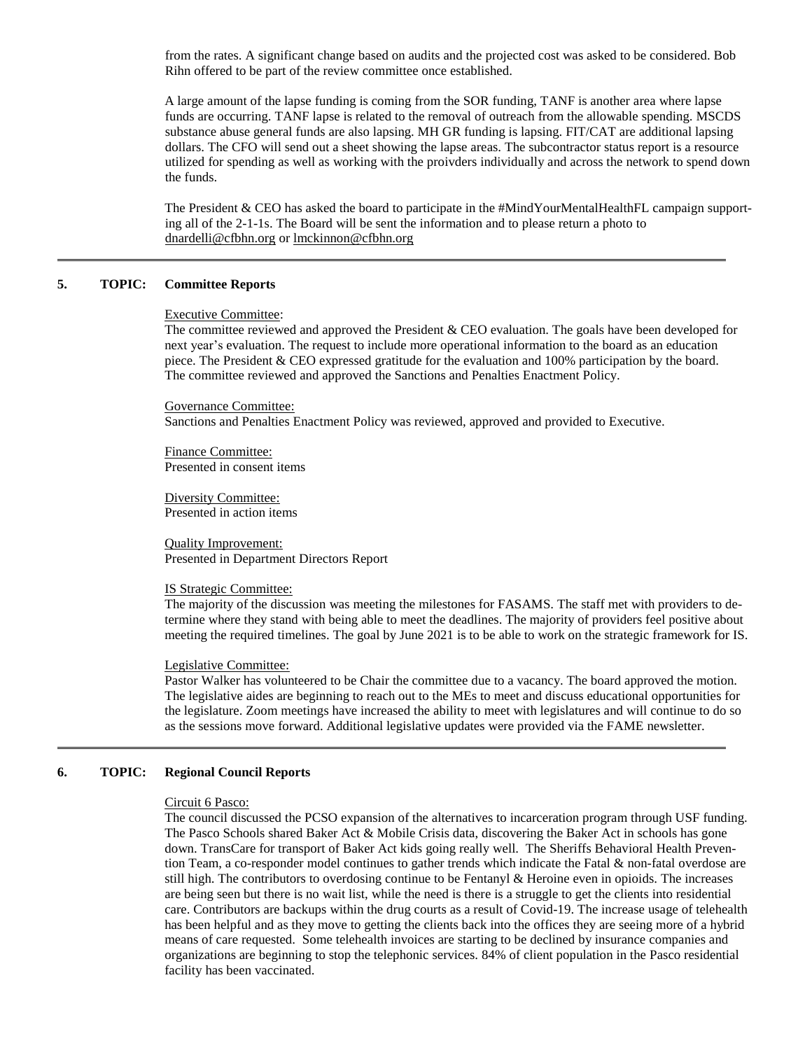from the rates. A significant change based on audits and the projected cost was asked to be considered. Bob Rihn offered to be part of the review committee once established.

A large amount of the lapse funding is coming from the SOR funding, TANF is another area where lapse funds are occurring. TANF lapse is related to the removal of outreach from the allowable spending. MSCDS substance abuse general funds are also lapsing. MH GR funding is lapsing. FIT/CAT are additional lapsing dollars. The CFO will send out a sheet showing the lapse areas. The subcontractor status report is a resource utilized for spending as well as working with the proivders individually and across the network to spend down the funds.

The President & CEO has asked the board to participate in the #MindYourMentalHealthFL campaign supporting all of the 2-1-1s. The Board will be sent the information and to please return a photo to dnardelli@cfbhn.org or lmckinnon@cfbhn.org

---

## 5. TOPIC: Committee Reports

Executive Committee:
The committee reviewed and approved the President & CEO evaluation. The goals have been developed for next year's evaluation. The request to include more operational information to the board as an education piece. The President & CEO expressed gratitude for the evaluation and 100% participation by the board. The committee reviewed and approved the Sanctions and Penalties Enactment Policy.

Governance Committee:
Sanctions and Penalties Enactment Policy was reviewed, approved and provided to Executive.

Finance Committee:
Presented in consent items

Diversity Committee:
Presented in action items

Quality Improvement:
Presented in Department Directors Report

IS Strategic Committee:
The majority of the discussion was meeting the milestones for FASAMS. The staff met with providers to determine where they stand with being able to meet the deadlines. The majority of providers feel positive about meeting the required timelines. The goal by June 2021 is to be able to work on the strategic framework for IS.

Legislative Committee:
Pastor Walker has volunteered to be Chair the committee due to a vacancy. The board approved the motion. The legislative aides are beginning to reach out to the MEs to meet and discuss educational opportunities for the legislature. Zoom meetings have increased the ability to meet with legislatures and will continue to do so as the sessions move forward. Additional legislative updates were provided via the FAME newsletter.

---

## 6. TOPIC: Regional Council Reports

Circuit 6 Pasco:
The council discussed the PCSO expansion of the alternatives to incarceration program through USF funding. The Pasco Schools shared Baker Act & Mobile Crisis data, discovering the Baker Act in schools has gone down. TransCare for transport of Baker Act kids going really well. The Sheriffs Behavioral Health Prevention Team, a co-responder model continues to gather trends which indicate the Fatal & non-fatal overdose are still high. The contributors to overdosing continue to be Fentanyl & Heroine even in opioids. The increases are being seen but there is no wait list, while the need is there is a struggle to get the clients into residential care. Contributors are backups within the drug courts as a result of Covid-19. The increase usage of telehealth has been helpful and as they move to getting the clients back into the offices they are seeing more of a hybrid means of care requested. Some telehealth invoices are starting to be declined by insurance companies and organizations are beginning to stop the telephonic services. 84% of client population in the Pasco residential facility has been vaccinated.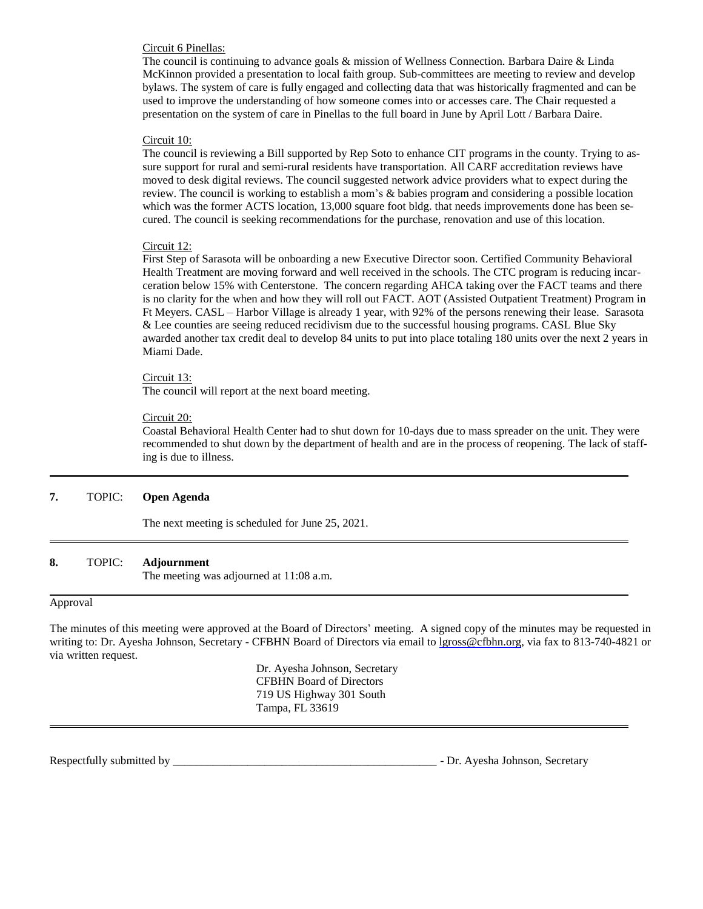Circuit 6 Pinellas:

The council is continuing to advance goals & mission of Wellness Connection. Barbara Daire & Linda McKinnon provided a presentation to local faith group. Sub-committees are meeting to review and develop bylaws. The system of care is fully engaged and collecting data that was historically fragmented and can be used to improve the understanding of how someone comes into or accesses care. The Chair requested a presentation on the system of care in Pinellas to the full board in June by April Lott / Barbara Daire.

Circuit 10:

The council is reviewing a Bill supported by Rep Soto to enhance CIT programs in the county. Trying to assure support for rural and semi-rural residents have transportation. All CARF accreditation reviews have moved to desk digital reviews. The council suggested network advice providers what to expect during the review. The council is working to establish a mom's & babies program and considering a possible location which was the former ACTS location, 13,000 square foot bldg. that needs improvements done has been secured. The council is seeking recommendations for the purchase, renovation and use of this location.

Circuit 12:

First Step of Sarasota will be onboarding a new Executive Director soon. Certified Community Behavioral Health Treatment are moving forward and well received in the schools. The CTC program is reducing incarceration below 15% with Centerstone. The concern regarding AHCA taking over the FACT teams and there is no clarity for the when and how they will roll out FACT. AOT (Assisted Outpatient Treatment) Program in Ft Meyers. CASL – Harbor Village is already 1 year, with 92% of the persons renewing their lease. Sarasota & Lee counties are seeing reduced recidivism due to the successful housing programs. CASL Blue Sky awarded another tax credit deal to develop 84 units to put into place totaling 180 units over the next 2 years in Miami Dade.

Circuit 13:

The council will report at the next board meeting.

Circuit 20:

Coastal Behavioral Health Center had to shut down for 10-days due to mass spreader on the unit. They were recommended to shut down by the department of health and are in the process of reopening. The lack of staffing is due to illness.

---

**7.** TOPIC: **Open Agenda**

The next meeting is scheduled for June 25, 2021.

---

**8.** TOPIC: **Adjournment**

The meeting was adjourned at 11:08 a.m.

---

Approval

The minutes of this meeting were approved at the Board of Directors' meeting. A signed copy of the minutes may be requested in writing to: Dr. Ayesha Johnson, Secretary - CFBHN Board of Directors via email to lgross@cfbhn.org, via fax to 813-740-4821 or via written request.

Dr. Ayesha Johnson, Secretary
CFBHN Board of Directors
719 US Highway 301 South
Tampa, FL 33619

---

Respectfully submitted by _______________________________________________ - Dr. Ayesha Johnson, Secretary